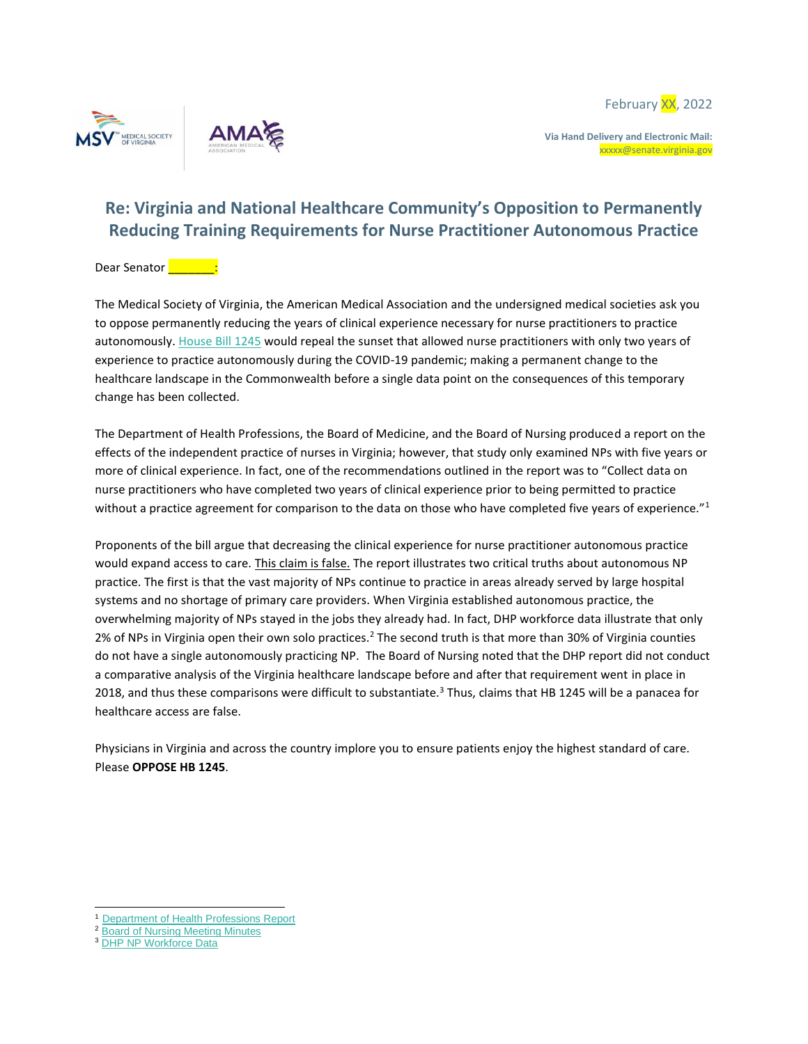February XX, 2022

**Via Hand Delivery and Electronic Mail:**
xxxxx@senate.virginia.gov

## Re: Virginia and National Healthcare Community's Opposition to Permanently Reducing Training Requirements for Nurse Practitioner Autonomous Practice

Dear Senator _______:

The Medical Society of Virginia, the American Medical Association and the undersigned medical societies ask you to oppose permanently reducing the years of clinical experience necessary for nurse practitioners to practice autonomously. House Bill 1245 would repeal the sunset that allowed nurse practitioners with only two years of experience to practice autonomously during the COVID-19 pandemic; making a permanent change to the healthcare landscape in the Commonwealth before a single data point on the consequences of this temporary change has been collected.

The Department of Health Professions, the Board of Medicine, and the Board of Nursing produced a report on the effects of the independent practice of nurses in Virginia; however, that study only examined NPs with five years or more of clinical experience. In fact, one of the recommendations outlined in the report was to "Collect data on nurse practitioners who have completed two years of clinical experience prior to being permitted to practice without a practice agreement for comparison to the data on those who have completed five years of experience."[1]

Proponents of the bill argue that decreasing the clinical experience for nurse practitioner autonomous practice would expand access to care. This claim is false. The report illustrates two critical truths about autonomous NP practice. The first is that the vast majority of NPs continue to practice in areas already served by large hospital systems and no shortage of primary care providers. When Virginia established autonomous practice, the overwhelming majority of NPs stayed in the jobs they already had. In fact, DHP workforce data illustrate that only 2% of NPs in Virginia open their own solo practices.[2] The second truth is that more than 30% of Virginia counties do not have a single autonomously practicing NP. The Board of Nursing noted that the DHP report did not conduct a comparative analysis of the Virginia healthcare landscape before and after that requirement went in place in 2018, and thus these comparisons were difficult to substantiate.[3] Thus, claims that HB 1245 will be a panacea for healthcare access are false.

Physicians in Virginia and across the country implore you to ensure patients enjoy the highest standard of care. Please **OPPOSE HB 1245**.

---

[1] Department of Health Professions Report
[2] Board of Nursing Meeting Minutes
[3] DHP NP Workforce Data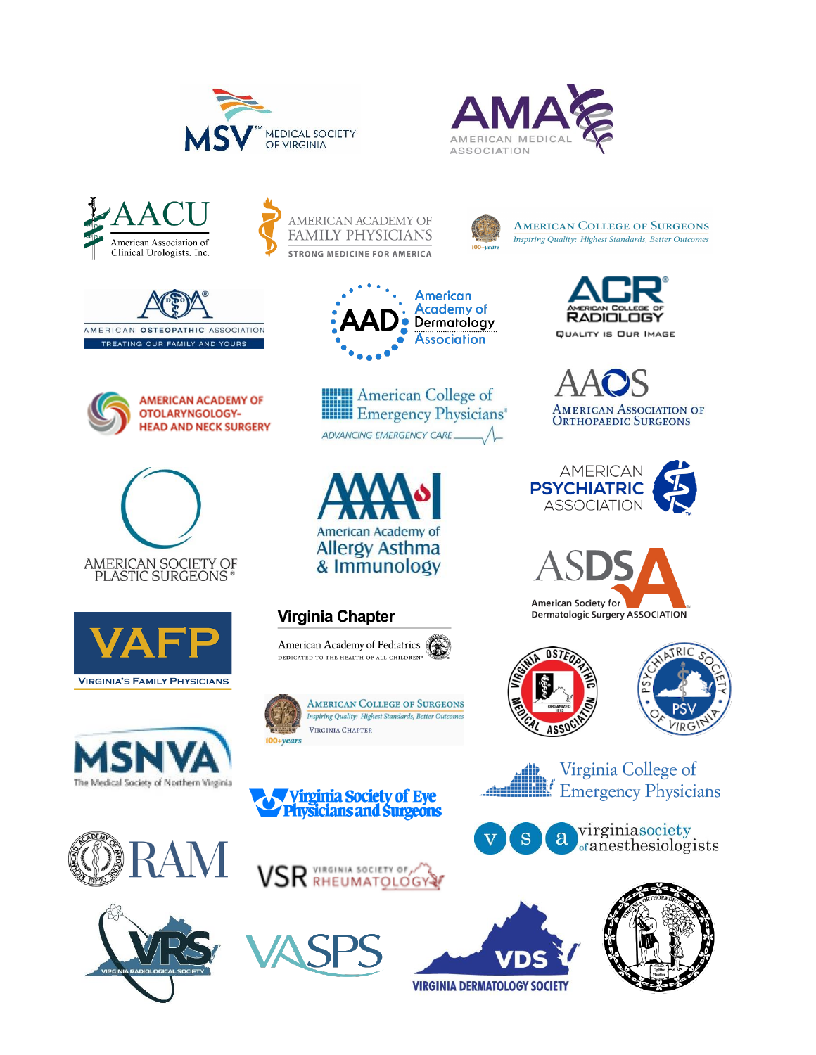MSV MEDICAL SOCIETY OF VIRGINIA

AMA AMERICAN MEDICAL ASSOCIATION

AACU American Association of Clinical Urologists, Inc.

AMERICAN ACADEMY OF FAMILY PHYSICIANS
STRONG MEDICINE FOR AMERICA

AMERICAN COLLEGE OF SURGEONS
*Inspiring Quality: Highest Standards, Better Outcomes*
100+years

AOA AMERICAN OSTEOPATHIC ASSOCIATION
TREATING OUR FAMILY AND YOURS

AAD American Academy of Dermatology Association

ACR AMERICAN COLLEGE OF RADIOLOGY
QUALITY IS OUR IMAGE

AMERICAN ACADEMY OF OTOLARYNGOLOGY-HEAD AND NECK SURGERY

American College of Emergency Physicians
ADVANCING EMERGENCY CARE

AAOS AMERICAN ASSOCIATION OF ORTHOPAEDIC SURGEONS

AMERICAN SOCIETY OF PLASTIC SURGEONS

AAAAI American Academy of Allergy Asthma & Immunology

AMERICAN PSYCHIATRIC ASSOCIATION

ASDSA American Society for Dermatologic Surgery ASSOCIATION

VAFP VIRGINIA'S FAMILY PHYSICIANS

**Virginia Chapter**
American Academy of Pediatrics
DEDICATED TO THE HEALTH OF ALL CHILDREN

VIRGINIA OSTEOPATHIC MEDICAL ASSOCIATION

PSV PSYCHIATRIC SOCIETY OF VIRGINIA

AMERICAN COLLEGE OF SURGEONS
*Inspiring Quality: Highest Standards, Better Outcomes*
VIRGINIA CHAPTER
100+years

MSNVA The Medical Society of Northern Virginia

Virginia College of Emergency Physicians

Virginia Society of Eye Physicians and Surgeons

vsa virginiasociety of anesthesiologists

RAM RICHMOND ACADEMY OF MEDICINE

VSR VIRGINIA SOCIETY OF RHEUMATOLOGY

VRS VIRGINIA RADIOLOGICAL SOCIETY

VASPS

VDS VIRGINIA DERMATOLOGY SOCIETY

VIRGINIA ORTHOPAEDIC SOCIETY